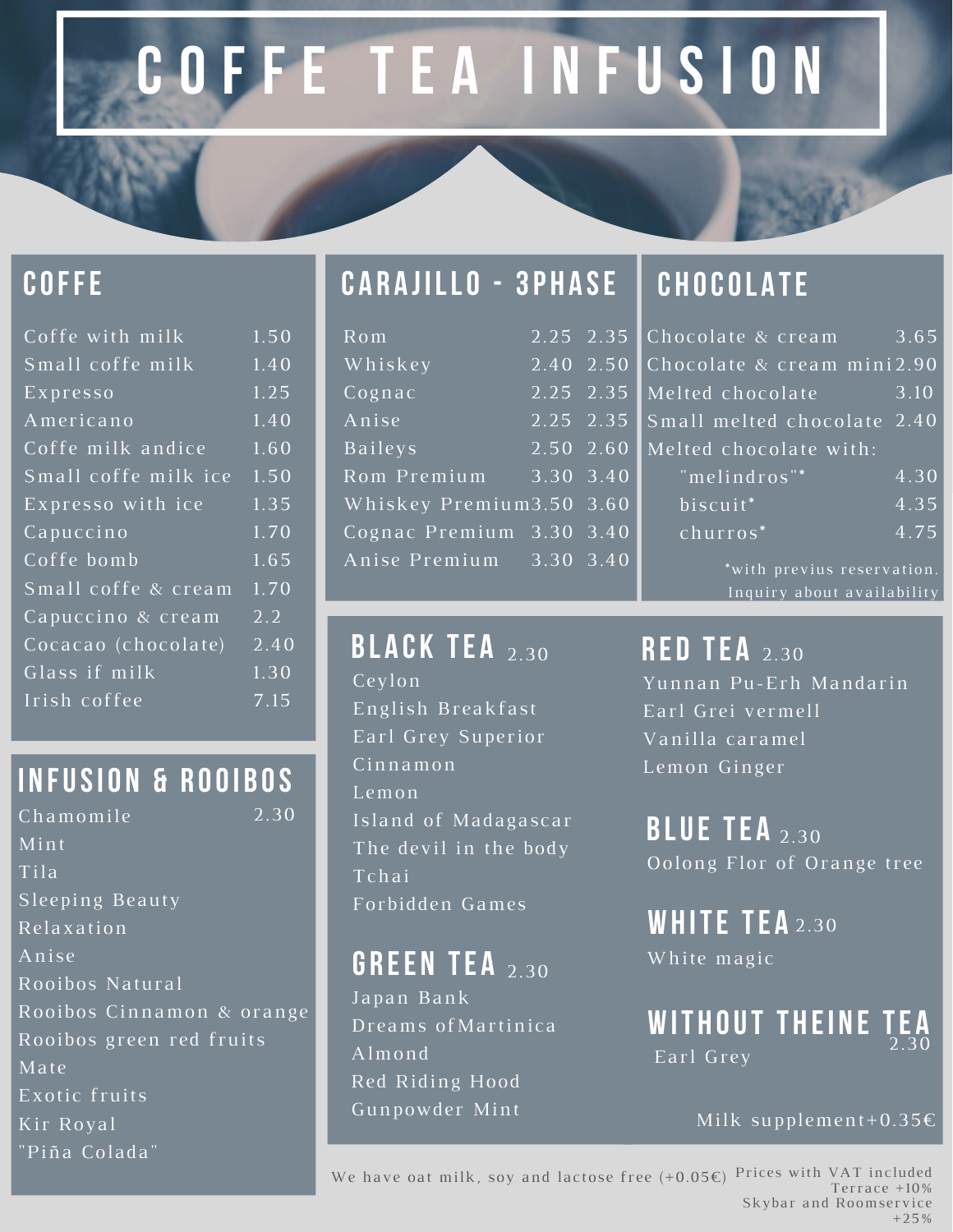# COFFE TEA INFUSION

## COFFE

| Item | Price |
|---|---|
| Coffe with milk | 1.50 |
| Small coffe milk | 1.40 |
| Expresso | 1.25 |
| Americano | 1.40 |
| Coffe milk andice | 1.60 |
| Small coffe milk ice | 1.50 |
| Expresso with ice | 1.35 |
| Capuccino | 1.70 |
| Coffe bomb | 1.65 |
| Small coffe & cream | 1.70 |
| Capuccino & cream | 2.2 |
| Cocacao (chocolate) | 2.40 |
| Glass if milk | 1.30 |
| Irish coffee | 7.15 |

## CARAJILLO - 3PHASE

| Item | | |
|---|---|---|
| Rom | 2.25 | 2.35 |
| Whiskey | 2.40 | 2.50 |
| Cognac | 2.25 | 2.35 |
| Anise | 2.25 | 2.35 |
| Baileys | 2.50 | 2.60 |
| Rom Premium | 3.30 | 3.40 |
| Whiskey Premium | 3.50 | 3.60 |
| Cognac Premium | 3.30 | 3.40 |
| Anise Premium | 3.30 | 3.40 |

## CHOCOLATE

| Item | Price |
|---|---|
| Chocolate & cream | 3.65 |
| Chocolate & cream mini | 2.90 |
| Melted chocolate | 3.10 |
| Small melted chocolate | 2.40 |
| Melted chocolate with: | |
| "melindros"* | 4.30 |
| biscuit* | 4.35 |
| churros* | 4.75 |

*with previus reservation. Inquiry about availability

## INFUSION & ROOIBOS 2.30

- Chamomile
- Mint
- Tila
- Sleeping Beauty
- Relaxation
- Anise
- Rooibos Natural
- Rooibos Cinnamon & orange
- Rooibos green red fruits
- Mate
- Exotic fruits
- Kir Royal
- "Piña Colada"

## BLACK TEA 2.30

- Ceylon
- English Breakfast
- Earl Grey Superior
- Cinnamon
- Lemon
- Island of Madagascar
- The devil in the body
- Tchai
- Forbidden Games

## GREEN TEA 2.30

- Japan Bank
- Dreams ofMartinica
- Almond
- Red Riding Hood
- Gunpowder Mint

## RED TEA 2.30

- Yunnan Pu-Erh Mandarin
- Earl Grei vermell
- Vanilla caramel
- Lemon Ginger

## BLUE TEA 2.30

- Oolong Flor of Orange tree

## WHITE TEA 2.30

- White magic

## WITHOUT THEINE TEA 2.30

- Earl Grey

Milk supplement+0.35€

We have oat milk, soy and lactose free (+0.05€)

Prices with VAT included
Terrace +10%
Skybar and Roomservice +25%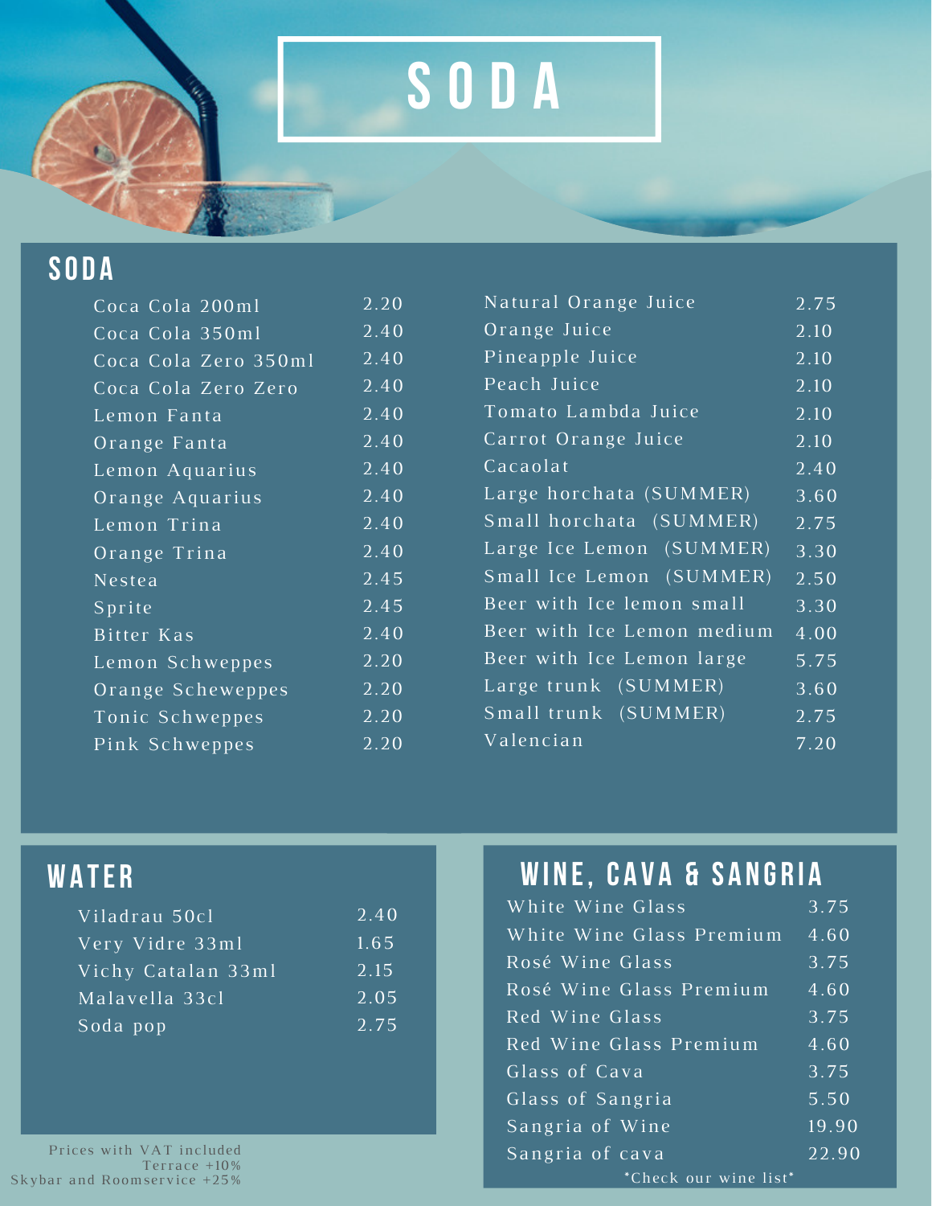# SODA

## SODA

| Item | Price |
|---|---|
| Coca Cola 200ml | 2.20 |
| Coca Cola 350ml | 2.40 |
| Coca Cola Zero 350ml | 2.40 |
| Coca Cola Zero Zero | 2.40 |
| Lemon Fanta | 2.40 |
| Orange Fanta | 2.40 |
| Lemon Aquarius | 2.40 |
| Orange Aquarius | 2.40 |
| Lemon Trina | 2.40 |
| Orange Trina | 2.40 |
| Nestea | 2.45 |
| Sprite | 2.45 |
| Bitter Kas | 2.40 |
| Lemon Schweppes | 2.20 |
| Orange Scheweppes | 2.20 |
| Tonic Schweppes | 2.20 |
| Pink Schweppes | 2.20 |
| Natural Orange Juice | 2.75 |
| Orange Juice | 2.10 |
| Pineapple Juice | 2.10 |
| Peach Juice | 2.10 |
| Tomato Lambda Juice | 2.10 |
| Carrot Orange Juice | 2.10 |
| Cacaolat | 2.40 |
| Large horchata (SUMMER) | 3.60 |
| Small horchata (SUMMER) | 2.75 |
| Large Ice Lemon (SUMMER) | 3.30 |
| Small Ice Lemon (SUMMER) | 2.50 |
| Beer with Ice lemon small | 3.30 |
| Beer with Ice Lemon medium | 4.00 |
| Beer with Ice Lemon large | 5.75 |
| Large trunk (SUMMER) | 3.60 |
| Small trunk (SUMMER) | 2.75 |
| Valencian | 7.20 |

## WATER

| Item | Price |
|---|---|
| Viladrau 50cl | 2.40 |
| Very Vidre 33ml | 1.65 |
| Vichy Catalan 33ml | 2.15 |
| Malavella 33cl | 2.05 |
| Soda pop | 2.75 |

Prices with VAT included
Terrace +10%
Skybar and Roomservice +25%

## WINE, CAVA & SANGRIA

| Item | Price |
|---|---|
| White Wine Glass | 3.75 |
| White Wine Glass Premium | 4.60 |
| Rosé Wine Glass | 3.75 |
| Rosé Wine Glass Premium | 4.60 |
| Red Wine Glass | 3.75 |
| Red Wine Glass Premium | 4.60 |
| Glass of Cava | 3.75 |
| Glass of Sangria | 5.50 |
| Sangria of Wine | 19.90 |
| Sangria of cava | 22.90 |

*Check our wine list*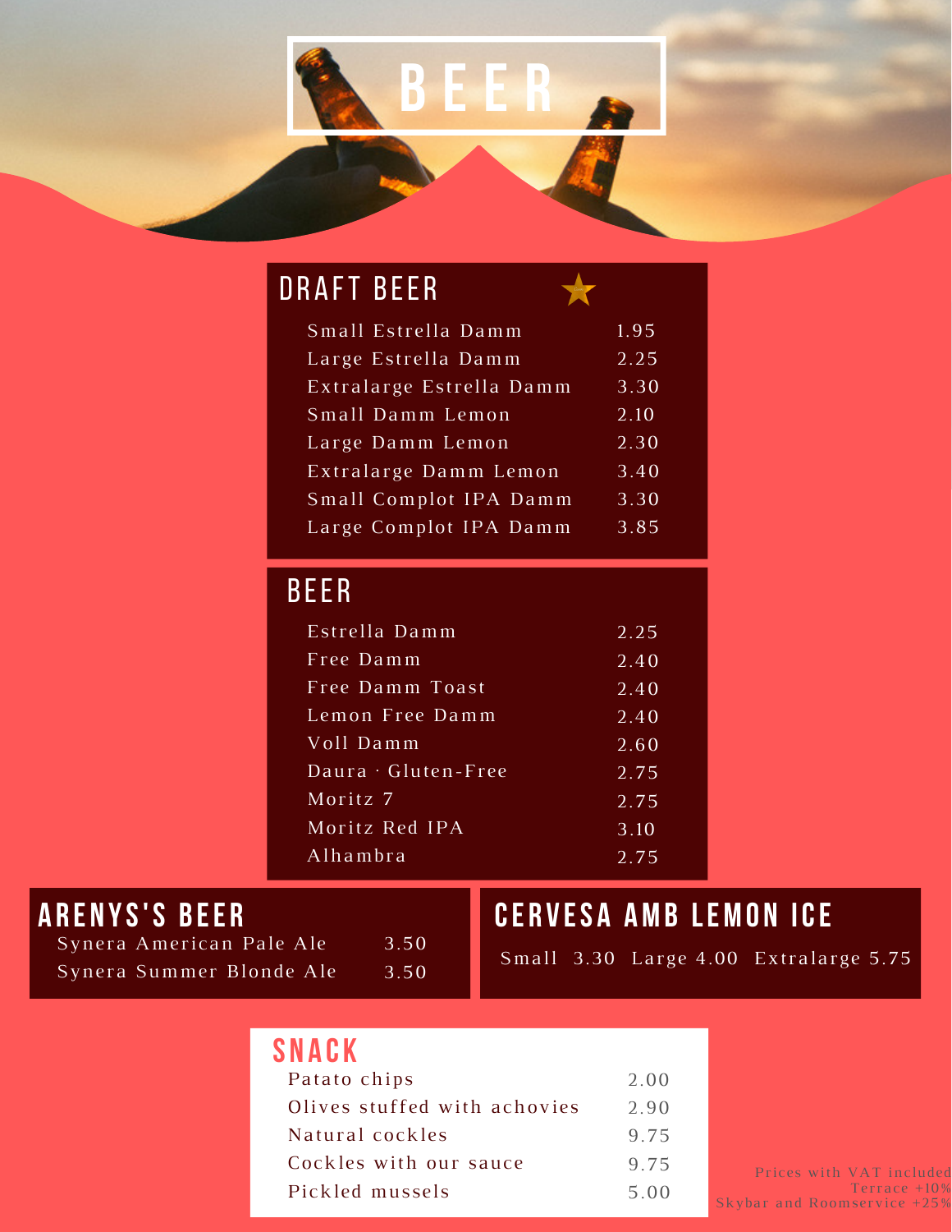# BEER

## DRAFT BEER

| Item | Price |
| --- | --- |
| Small Estrella Damm | 1.95 |
| Large Estrella Damm | 2.25 |
| Extralarge Estrella Damm | 3.30 |
| Small Damm Lemon | 2.10 |
| Large Damm Lemon | 2.30 |
| Extralarge Damm Lemon | 3.40 |
| Small Complot IPA Damm | 3.30 |
| Large Complot IPA Damm | 3.85 |

## BEER

| Item | Price |
| --- | --- |
| Estrella Damm | 2.25 |
| Free Damm | 2.40 |
| Free Damm Toast | 2.40 |
| Lemon Free Damm | 2.40 |
| Voll Damm | 2.60 |
| Daura · Gluten-Free | 2.75 |
| Moritz 7 | 2.75 |
| Moritz Red IPA | 3.10 |
| Alhambra | 2.75 |

## ARENYS'S BEER

| Item | Price |
| --- | --- |
| Synera American Pale Ale | 3.50 |
| Synera Summer Blonde Ale | 3.50 |

## CERVESA AMB LEMON ICE

Small 3.30 Large 4.00 Extralarge 5.75

## SNACK

| Item | Price |
| --- | --- |
| Patato chips | 2.00 |
| Olives stuffed with achovies | 2.90 |
| Natural cockles | 9.75 |
| Cockles with our sauce | 9.75 |
| Pickled mussels | 5.00 |

Prices with VAT included
Terrace +10%
Skybar and Roomservice +25%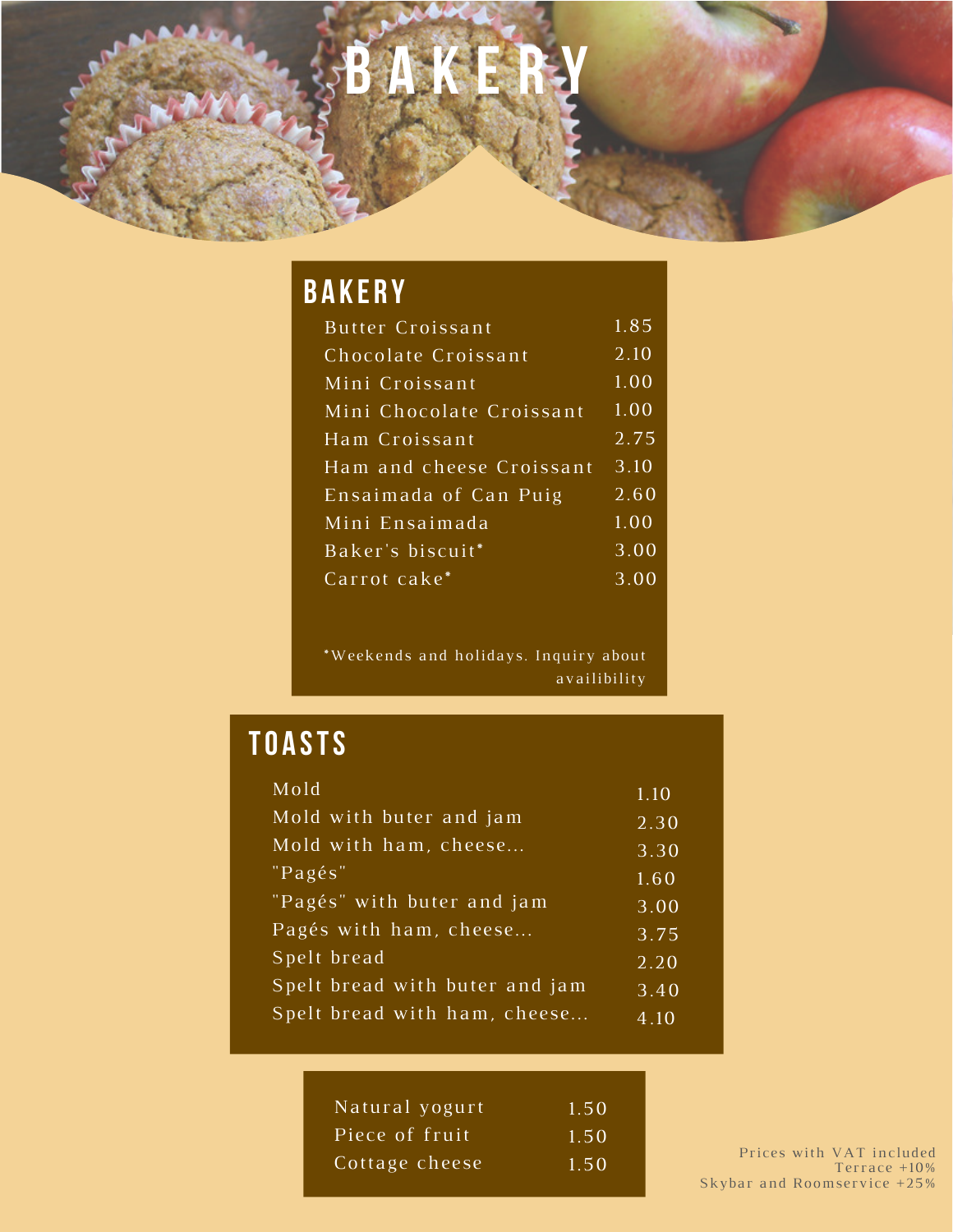# BAKERY

## BAKERY

| Item | Price |
| --- | --- |
| Butter Croissant | 1.85 |
| Chocolate Croissant | 2.10 |
| Mini Croissant | 1.00 |
| Mini Chocolate Croissant | 1.00 |
| Ham Croissant | 2.75 |
| Ham and cheese Croissant | 3.10 |
| Ensaimada of Can Puig | 2.60 |
| Mini Ensaimada | 1.00 |
| Baker's biscuit* | 3.00 |
| Carrot cake* | 3.00 |

*Weekends and holidays. Inquiry about availibility

## TOASTS

| Item | Price |
| --- | --- |
| Mold | 1.10 |
| Mold with buter and jam | 2.30 |
| Mold with ham, cheese... | 3.30 |
| "Pagés" | 1.60 |
| "Pagés" with buter and jam | 3.00 |
| Pagés with ham, cheese... | 3.75 |
| Spelt bread | 2.20 |
| Spelt bread with buter and jam | 3.40 |
| Spelt bread with ham, cheese... | 4.10 |

| Item | Price |
| --- | --- |
| Natural yogurt | 1.50 |
| Piece of fruit | 1.50 |
| Cottage cheese | 1.50 |

Prices with VAT included
Terrace +10%
Skybar and Roomservice +25%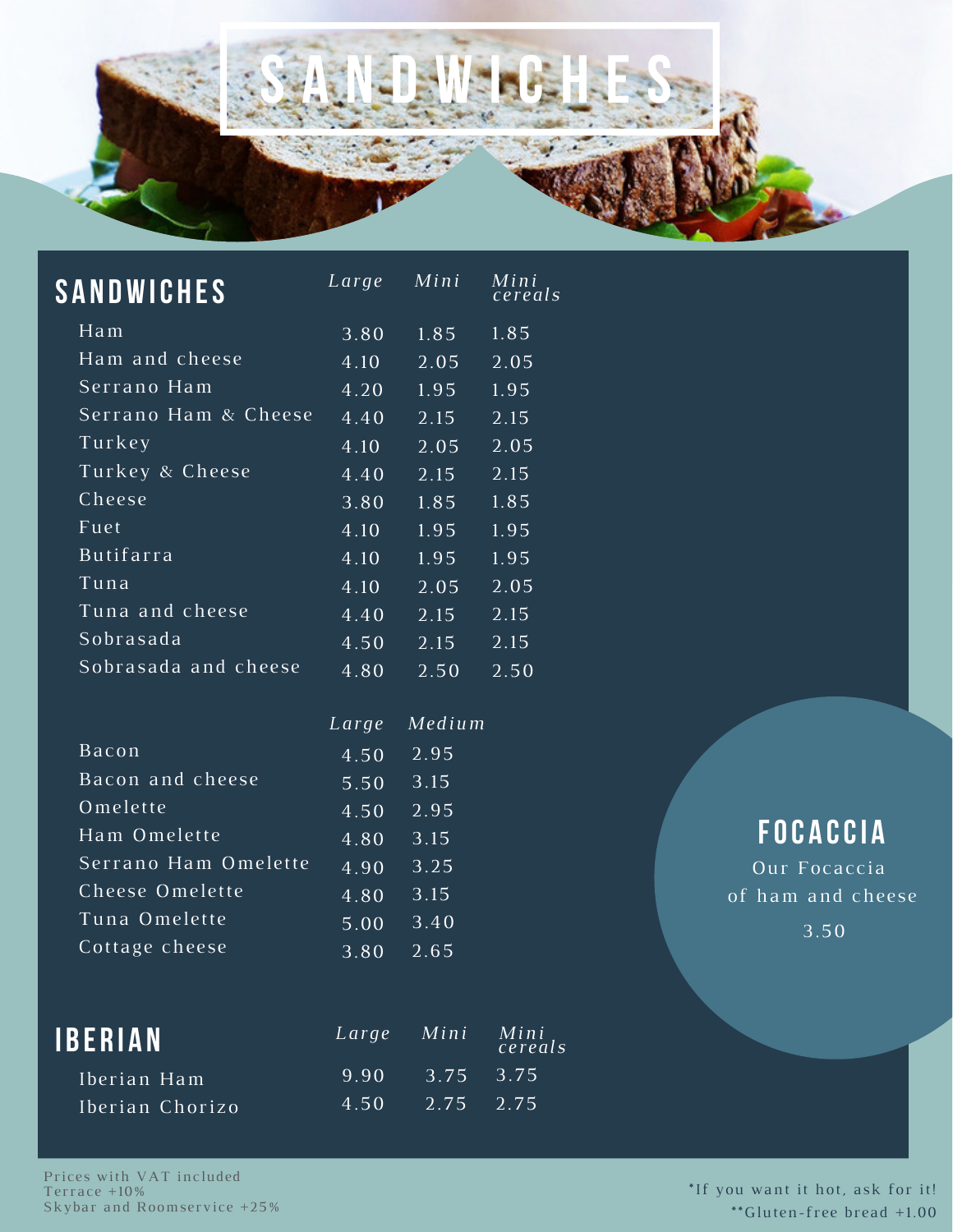# SANDWICHES

## SANDWICHES

| | *Large* | *Mini* | *Mini cereals* |
|---|---|---|---|
| Ham | 3.80 | 1.85 | 1.85 |
| Ham and cheese | 4.10 | 2.05 | 2.05 |
| Serrano Ham | 4.20 | 1.95 | 1.95 |
| Serrano Ham & Cheese | 4.40 | 2.15 | 2.15 |
| Turkey | 4.10 | 2.05 | 2.05 |
| Turkey & Cheese | 4.40 | 2.15 | 2.15 |
| Cheese | 3.80 | 1.85 | 1.85 |
| Fuet | 4.10 | 1.95 | 1.95 |
| Butifarra | 4.10 | 1.95 | 1.95 |
| Tuna | 4.10 | 2.05 | 2.05 |
| Tuna and cheese | 4.40 | 2.15 | 2.15 |
| Sobrasada | 4.50 | 2.15 | 2.15 |
| Sobrasada and cheese | 4.80 | 2.50 | 2.50 |

| | *Large* | *Medium* |
|---|---|---|
| Bacon | 4.50 | 2.95 |
| Bacon and cheese | 5.50 | 3.15 |
| Omelette | 4.50 | 2.95 |
| Ham Omelette | 4.80 | 3.15 |
| Serrano Ham Omelette | 4.90 | 3.25 |
| Cheese Omelette | 4.80 | 3.15 |
| Tuna Omelette | 5.00 | 3.40 |
| Cottage cheese | 3.80 | 2.65 |

## FOCACCIA

Our Focaccia
of ham and cheese

3.50

## IBERIAN

| | *Large* | *Mini* | *Mini cereals* |
|---|---|---|---|
| Iberian Ham | 9.90 | 3.75 | 3.75 |
| Iberian Chorizo | 4.50 | 2.75 | 2.75 |

Prices with VAT included
Terrace +10%
Skybar and Roomservice +25%

*If you want it hot, ask for it!
**Gluten-free bread +1.00